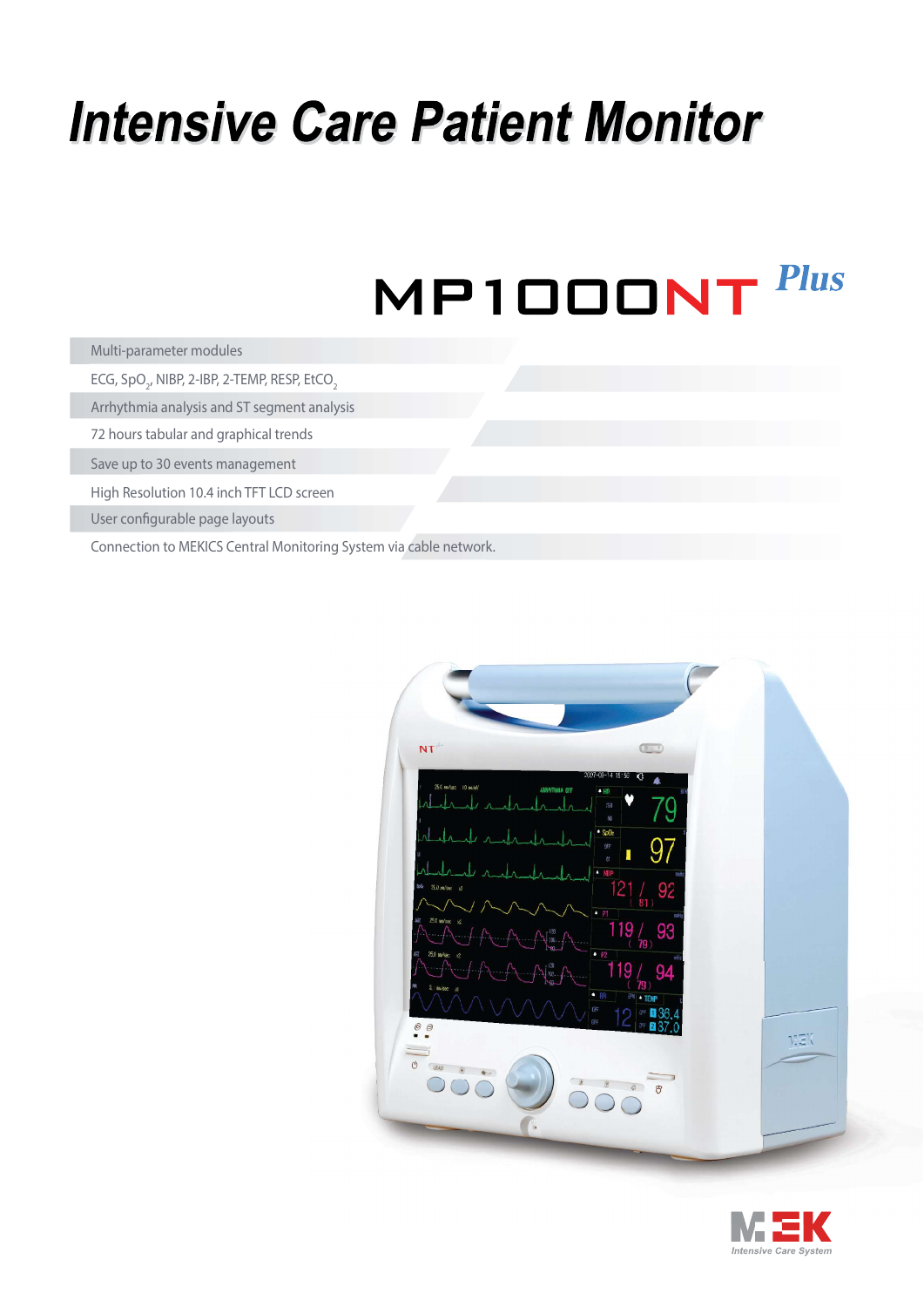# Intensive Care Patient Monitor

## MP1000NT *Plus*

- Multi-parameter modules
- ECG, $SpO_2$, NIBP, 2-IBP, 2-TEMP, RESP, $EtCO_2$
- Arrhythmia analysis and ST segment analysis
- 72 hours tabular and graphical trends
- Save up to 30 events management
- High Resolution 10.4 inch TFT LCD screen
- User configurable page layouts
- Connection to MEKICS Central Monitoring System via cable network.

MEK
Intensive Care System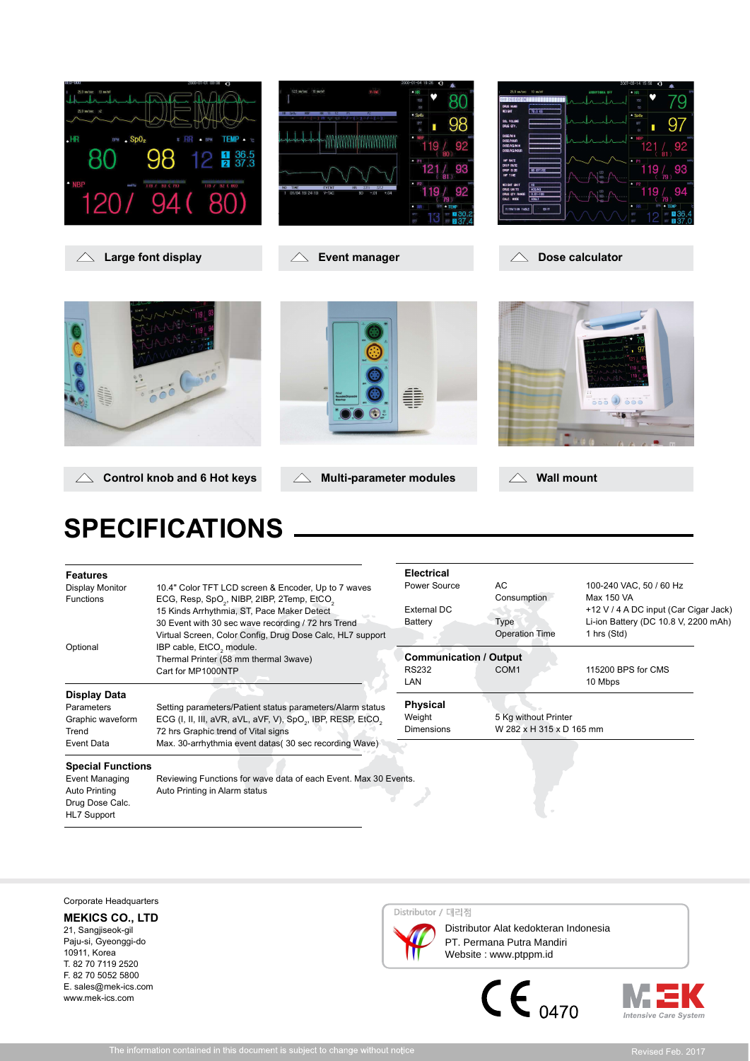Large font display

Event manager

Dose calculator

Control knob and 6 Hot keys

Multi-parameter modules

Wall mount

# SPECIFICATIONS

### Features

| | |
|---|---|
| Display Monitor | 10.4" Color TFT LCD screen & Encoder, Up to 7 waves |
| Functions | ECG, Resp, $SpO_2$, NIBP, 2IBP, 2Temp, $EtCO_2$ |
| | 15 Kinds Arrhythmia, ST, Pace Maker Detect |
| | 30 Event with 30 sec wave recording / 72 hrs Trend |
| | Virtual Screen, Color Config, Drug Dose Calc, HL7 support |
| Optional | IBP cable, $EtCO_2$ module. |
| | Thermal Printer (58 mm thermal 3wave) |
| | Cart for MP1000NTP |

### Display Data

| | |
|---|---|
| Parameters | Setting parameters/Patient status parameters/Alarm status |
| Graphic waveform | ECG (I, II, III, aVR, aVL, aVF, V), $SpO_2$, IBP, RESP, $EtCO_2$ |
| Trend | 72 hrs Graphic trend of Vital signs |
| Event Data | Max. 30-arrhythmia event datas( 30 sec recording Wave) |

### Special Functions

| | |
|---|---|
| Event Managing | Reviewing Functions for wave data of each Event. Max 30 Events. |
| Auto Printing | Auto Printing in Alarm status |
| Drug Dose Calc. | |
| HL7 Support | |

### Electrical

| | | |
|---|---|---|
| Power Source | AC | 100-240 VAC, 50 / 60 Hz |
| | Consumption | Max 150 VA |
| External DC | | +12 V / 4 A DC input (Car Cigar Jack) |
| Battery | Type | Li-ion Battery (DC 10.8 V, 2200 mAh) |
| | Operation Time | 1 hrs (Std) |

### Communication / Output

| | | |
|---|---|---|
| RS232 | COM1 | 115200 BPS for CMS |
| LAN | | 10 Mbps |

### Physical

| | |
|---|---|
| Weight | 5 Kg without Printer |
| Dimensions | W 282 x H 315 x D 165 mm |

Corporate Headquarters

**MEKICS CO., LTD**
21, Sangjiseok-gil
Paju-si, Gyeonggi-do
10911, Korea
T. 82 70 7119 2520
F. 82 70 5052 5800
E. sales@mek-ics.com
www.mek-ics.com

Distributor / 대리점

Distributor Alat kedokteran Indonesia
PT. Permana Putra Mandiri
Website : www.ptppm.id

CE 0470

MEK Intensive Care System

The information contained in this document is subject to change without notice

Revised Feb. 2017